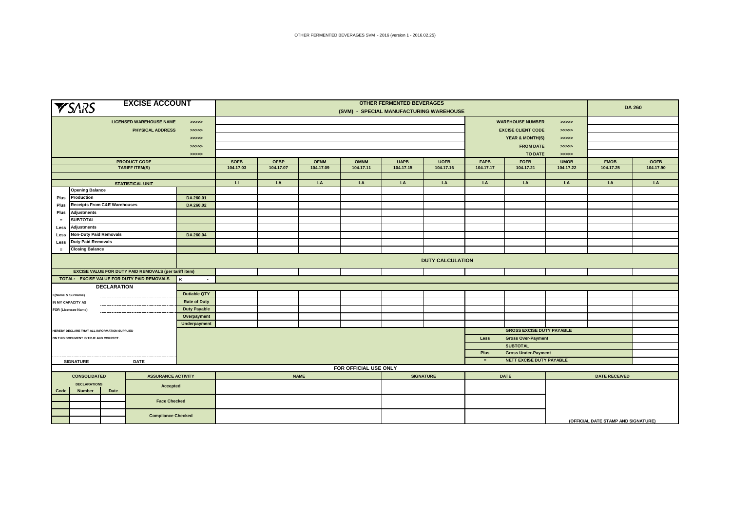OTHER FERMENTED BEVERAGES SVM - 2016 (version 1 - 2016.02.25)

# EXCISE ACCOUNT

SARS

## OTHER FERMENTED BEVERAGES
## (SVM) - SPECIAL MANUFACTURING WAREHOUSE

**DA 260**

| | |
|---|---|
| LICENSED WAREHOUSE NAME >>>>> | |
| PHYSICAL ADDRESS >>>>> | |
| >>>>> | |
| >>>>> | |
| >>>>> | |
| WAREHOUSE NUMBER >>>>> | |
| EXCISE CLIENT CODE >>>>> | |
| YEAR & MONTH(S) >>>>> | |
| FROM DATE >>>>> | |
| TO DATE >>>>> | |

| | | | SOFB | OFBP | OFNM | OMNM | UAPB | UOFB | FAPB | FOFB | UMOB | FMOB | OOFB |
|---|---|---|---|---|---|---|---|---|---|---|---|---|---|
| | PRODUCT CODE | | | | | | | | | | | | |
| | TARIFF ITEM(S) | | 104.17.03 | 104.17.07 | 104.17.09 | 104.17.11 | 104.17.15 | 104.17.16 | 104.17.17 | 104.17.21 | 104.17.22 | 104.17.25 | 104.17.90 |
| | STATISTICAL UNIT | | LI | LA | LA | LA | LA | LA | LA | LA | LA | LA | LA |
| | Opening Balance | | | | | | | | | | | | |
| Plus | Production | DA 260.01 | | | | | | | | | | | |
| Plus | Receipts From C&E Warehouses | DA 260.02 | | | | | | | | | | | |
| Plus | Adjustments | | | | | | | | | | | | |
| = | SUBTOTAL | | | | | | | | | | | | |
| Less | Adjustments | | | | | | | | | | | | |
| Less | Non-Duty Paid Removals | DA 260.04 | | | | | | | | | | | |
| Less | Duty Paid Removals | | | | | | | | | | | | |
| = | Closing Balance | | | | | | | | | | | | |

**DUTY CALCULATION**

| | | | | | | | | | | | |
|---|---|---|---|---|---|---|---|---|---|---|---|
| EXCISE VALUE FOR DUTY PAID REMOVALS (per tariff item) | | | | | | | | | | | |
| TOTAL: EXCISE VALUE FOR DUTY PAID REMOVALS | R - | | | | | | | | | | |
| Dutiable QTY | | | | | | | | | | | |
| Rate of Duty | | | | | | | | | | | |
| Duty Payable | | | | | | | | | | | |
| Overpayment | | | | | | | | | | | |
| Underpayment | | | | | | | | | | | |

| | | |
|---|---|---|
| | GROSS EXCISE DUTY PAYABLE | |
| Less | Gross Over-Payment | |
| | SUBTOTAL | |
| Plus | Gross Under-Payment | |
| = | NETT EXCISE DUTY PAYABLE | |

### DECLARATION

I (Name & Surname) ..............................

IN MY CAPACITY AS ..............................

FOR (Licensee Name) ..............................

HEREBY DECLARE THAT ALL INFORMATION SUPPLIED ON THIS DOCUMENT IS TRUE AND CORRECT.

..............................

SIGNATURE DATE

### FOR OFFICIAL USE ONLY

| CONSOLIDATED DECLARATIONS | | | ASSURANCE ACTIVITY | NAME | SIGNATURE | DATE | DATE RECEIVED |
|---|---|---|---|---|---|---|---|
| Code | Number | Date | | | | | |
| | | | Accepted | | | | |
| | | | Face Checked | | | | |
| | | | Compliance Checked | | | | (OFFICIAL DATE STAMP AND SIGNATURE) |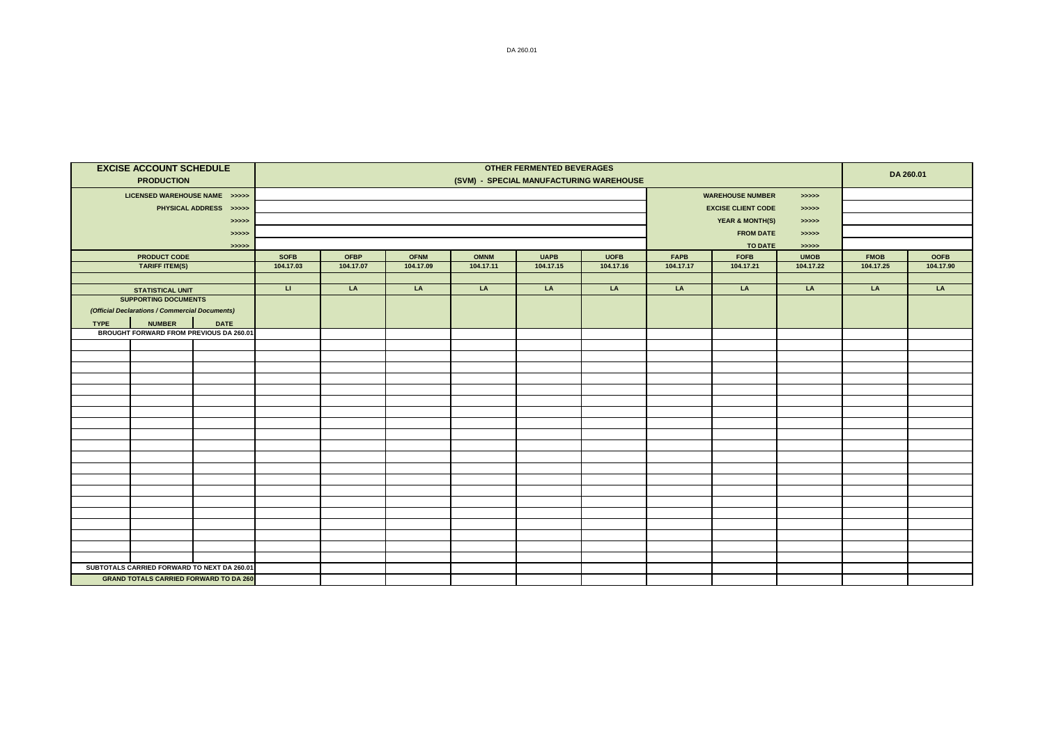| EXCISE ACCOUNT SCHEDULE PRODUCTION | | | OTHER FERMENTED BEVERAGES (SVM) - SPECIAL MANUFACTURING WAREHOUSE | | | | | | | | | DA 260.01 | |
|---|---|---|---|---|---|---|---|---|---|---|---|---|---|
| LICENSED WAREHOUSE NAME >>>>> | | | | | | | | | WAREHOUSE NUMBER | | >>>>> | | |
| PHYSICAL ADDRESS >>>>> | | | | | | | | | EXCISE CLIENT CODE | | >>>>> | | |
| >>>>> | | | | | | | | | YEAR & MONTH(S) | | >>>>> | | |
| >>>>> | | | | | | | | | FROM DATE | | >>>>> | | |
| >>>>> | | | | | | | | | TO DATE | | >>>>> | | |
| PRODUCT CODE | | | SOFB | OFBP | OFNM | OMNM | UAPB | UOFB | FAPB | FOFB | UMOB | FMOB | OOFB |
| TARIFF ITEM(S) | | | 104.17.03 | 104.17.07 | 104.17.09 | 104.17.11 | 104.17.15 | 104.17.16 | 104.17.17 | 104.17.21 | 104.17.22 | 104.17.25 | 104.17.90 |
| | | | | | | | | | | | | | |
| STATISTICAL UNIT | | | LI | LA | LA | LA | LA | LA | LA | LA | LA | LA | LA |
| SUPPORTING DOCUMENTS (Official Declarations / Commercial Documents) | | | | | | | | | | | | | |
| TYPE | NUMBER | DATE | | | | | | | | | | | |
| BROUGHT FORWARD FROM PREVIOUS DA 260.01 | | | | | | | | | | | | | |
| | | | | | | | | | | | | | |
| | | | | | | | | | | | | | |
| | | | | | | | | | | | | | |
| | | | | | | | | | | | | | |
| | | | | | | | | | | | | | |
| | | | | | | | | | | | | | |
| | | | | | | | | | | | | | |
| | | | | | | | | | | | | | |
| | | | | | | | | | | | | | |
| | | | | | | | | | | | | | |
| | | | | | | | | | | | | | |
| | | | | | | | | | | | | | |
| | | | | | | | | | | | | | |
| | | | | | | | | | | | | | |
| | | | | | | | | | | | | | |
| | | | | | | | | | | | | | |
| | | | | | | | | | | | | | |
| | | | | | | | | | | | | | |
| | | | | | | | | | | | | | |
| | | | | | | | | | | | | | |
| SUBTOTALS CARRIED FORWARD TO NEXT DA 260.01 | | | | | | | | | | | | | |
| GRAND TOTALS CARRIED FORWARD TO DA 260 | | | | | | | | | | | | | |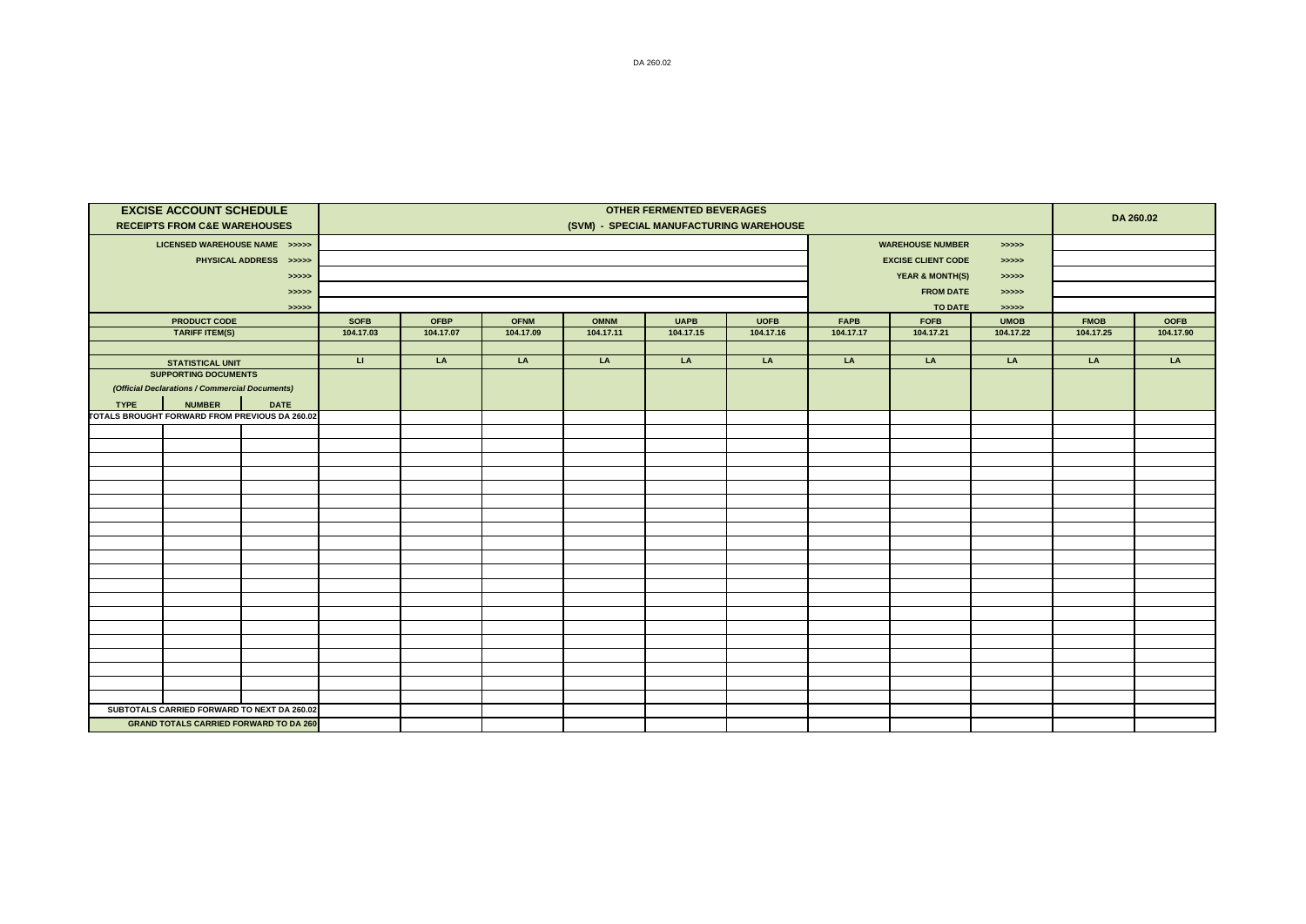| EXCISE ACCOUNT SCHEDULE<br>RECEIPTS FROM C&E WAREHOUSES | | | OTHER FERMENTED BEVERAGES<br>(SVM) - SPECIAL MANUFACTURING WAREHOUSE | | | | | | | | | DA 260.02 | |
|---|---|---|---|---|---|---|---|---|---|---|---|---|---|
| LICENSED WAREHOUSE NAME >>>>> | | | | | | | | | WAREHOUSE NUMBER | | >>>>> | | |
| PHYSICAL ADDRESS >>>>> | | | | | | | | | EXCISE CLIENT CODE | | >>>>> | | |
| >>>>> | | | | | | | | | YEAR & MONTH(S) | | >>>>> | | |
| >>>>> | | | | | | | | | FROM DATE | | >>>>> | | |
| >>>>> | | | | | | | | | TO DATE | | >>>>> | | |
| PRODUCT CODE | | | SOFB | OFBP | OFNM | OMNM | UAPB | UOFB | FAPB | FOFB | UMOB | FMOB | OOFB |
| TARIFF ITEM(S) | | | 104.17.03 | 104.17.07 | 104.17.09 | 104.17.11 | 104.17.15 | 104.17.16 | 104.17.17 | 104.17.21 | 104.17.22 | 104.17.25 | 104.17.90 |
| | | | | | | | | | | | | | |
| STATISTICAL UNIT | | | LI | LA | LA | LA | LA | LA | LA | LA | LA | LA | LA |
| SUPPORTING DOCUMENTS<br>*(Official Declarations / Commercial Documents)* | | | | | | | | | | | | | |
| TYPE | NUMBER | DATE | | | | | | | | | | | |
| TOTALS BROUGHT FORWARD FROM PREVIOUS DA 260.02 | | | | | | | | | | | | | |
| | | | | | | | | | | | | | |
| | | | | | | | | | | | | | |
| | | | | | | | | | | | | | |
| | | | | | | | | | | | | | |
| | | | | | | | | | | | | | |
| | | | | | | | | | | | | | |
| | | | | | | | | | | | | | |
| | | | | | | | | | | | | | |
| | | | | | | | | | | | | | |
| | | | | | | | | | | | | | |
| | | | | | | | | | | | | | |
| | | | | | | | | | | | | | |
| | | | | | | | | | | | | | |
| | | | | | | | | | | | | | |
| | | | | | | | | | | | | | |
| | | | | | | | | | | | | | |
| | | | | | | | | | | | | | |
| | | | | | | | | | | | | | |
| | | | | | | | | | | | | | |
| | | | | | | | | | | | | | |
| SUBTOTALS CARRIED FORWARD TO NEXT DA 260.02 | | | | | | | | | | | | | |
| GRAND TOTALS CARRIED FORWARD TO DA 260 | | | | | | | | | | | | | |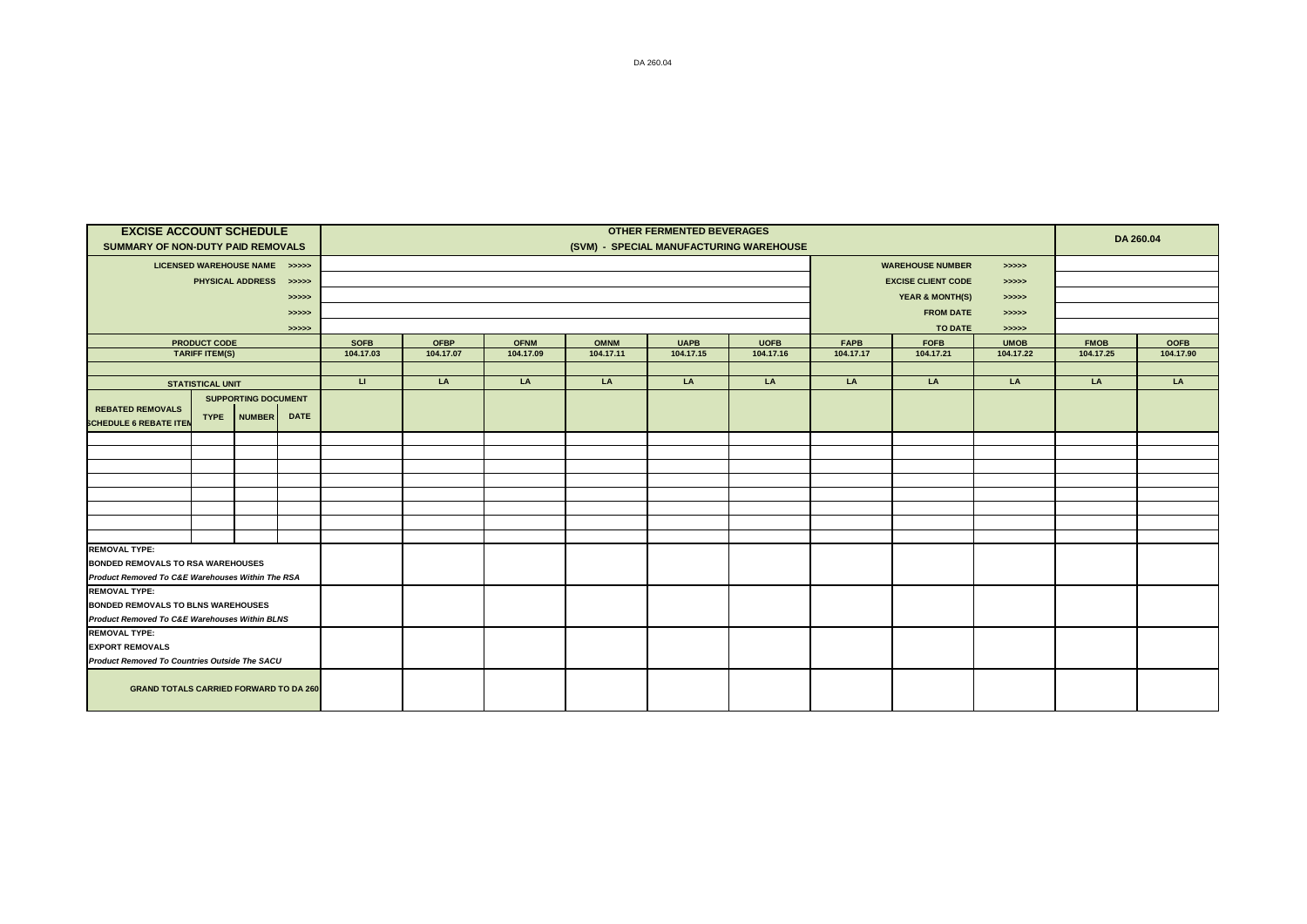DA 260.04

| EXCISE ACCOUNT SCHEDULE<br>SUMMARY OF NON-DUTY PAID REMOVALS | | | | OTHER FERMENTED BEVERAGES<br>(SVM) - SPECIAL MANUFACTURING WAREHOUSE | | | | | | | | | DA 260.04 | |
|---|---|---|---|---|---|---|---|---|---|---|---|---|---|---|
| LICENSED WAREHOUSE NAME >>>>> | | | | | | | | | | WAREHOUSE NUMBER >>>>> | | | | |
| PHYSICAL ADDRESS >>>>> | | | | | | | | | | EXCISE CLIENT CODE >>>>> | | | | |
| >>>>> | | | | | | | | | | YEAR & MONTH(S) >>>>> | | | | |
| >>>>> | | | | | | | | | | FROM DATE >>>>> | | | | |
| >>>>> | | | | | | | | | | TO DATE >>>>> | | | | |
| PRODUCT CODE | | | | SOFB | OFBP | OFNM | OMNM | UAPB | UOFB | FAPB | FOFB | UMOB | FMOB | OOFB |
| TARIFF ITEM(S) | | | | 104.17.03 | 104.17.07 | 104.17.09 | 104.17.11 | 104.17.15 | 104.17.16 | 104.17.17 | 104.17.21 | 104.17.22 | 104.17.25 | 104.17.90 |
| | | | | | | | | | | | | | | |
| STATISTICAL UNIT | | | | LI | LA | LA | LA | LA | LA | LA | LA | LA | LA | LA |
| REBATED REMOVALS<br>SCHEDULE 6 REBATE ITEM | SUPPORTING DOCUMENT<br>TYPE | NUMBER | DATE | | | | | | | | | | | |
| | | | | | | | | | | | | | | |
| | | | | | | | | | | | | | | |
| | | | | | | | | | | | | | | |
| | | | | | | | | | | | | | | |
| | | | | | | | | | | | | | | |
| | | | | | | | | | | | | | | |
| | | | | | | | | | | | | | | |
| | | | | | | | | | | | | | | |
| **REMOVAL TYPE:**<br>**BONDED REMOVALS TO RSA WAREHOUSES**<br>***Product Removed To C&E Warehouses Within The RSA*** | | | | | | | | | | | | | | |
| **REMOVAL TYPE:**<br>**BONDED REMOVALS TO BLNS WAREHOUSES**<br>***Product Removed To C&E Warehouses Within BLNS*** | | | | | | | | | | | | | | |
| **REMOVAL TYPE:**<br>**EXPORT REMOVALS**<br>***Product Removed To Countries Outside The SACU*** | | | | | | | | | | | | | | |
| **GRAND TOTALS CARRIED FORWARD TO DA 260** | | | | | | | | | | | | | | |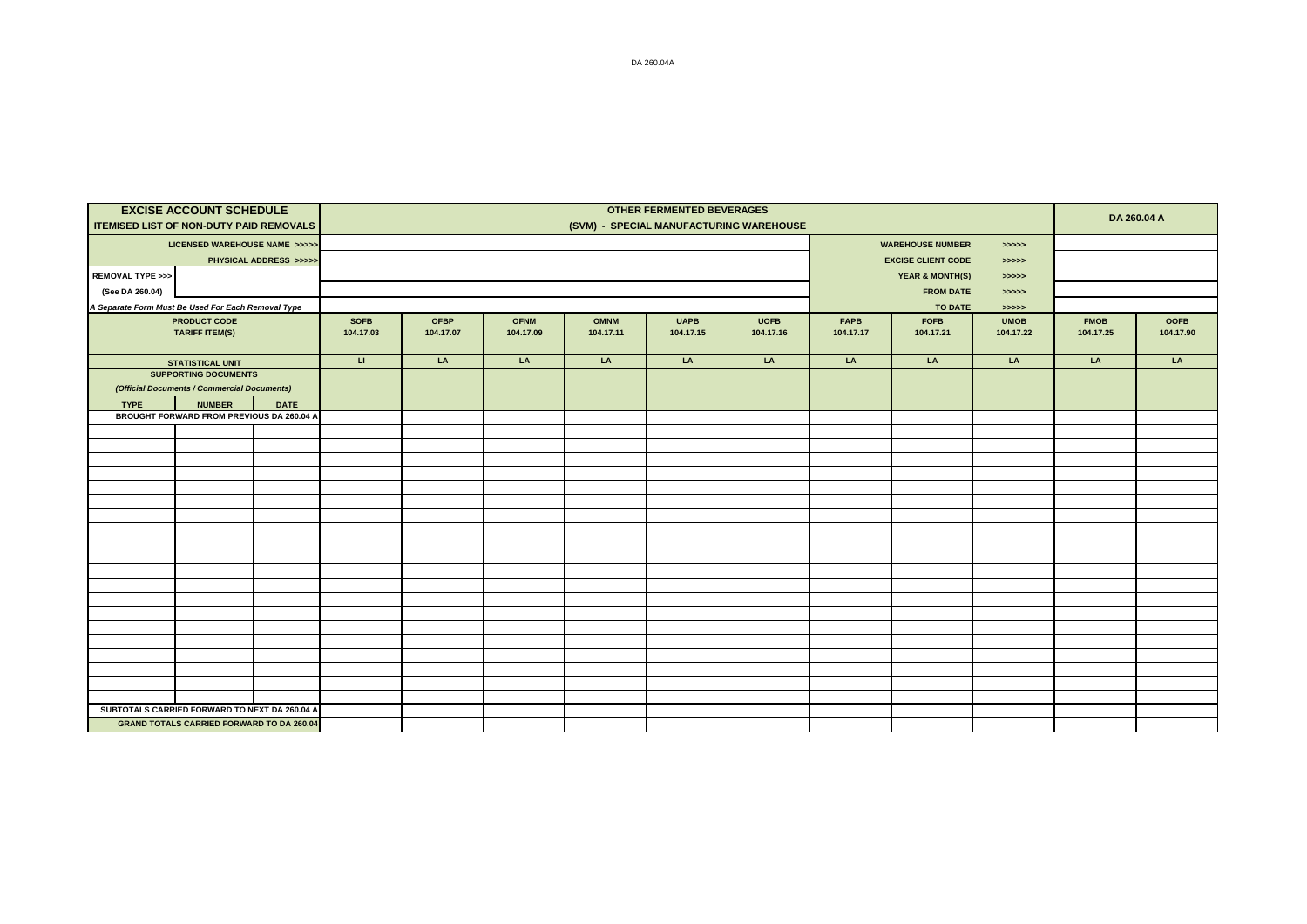DA 260.04A

| EXCISE ACCOUNT SCHEDULE<br>ITEMISED LIST OF NON-DUTY PAID REMOVALS | | | OTHER FERMENTED BEVERAGES<br>(SVM) - SPECIAL MANUFACTURING WAREHOUSE | | | | | | | | | DA 260.04 A | |
|---|---|---|---|---|---|---|---|---|---|---|---|---|---|
| LICENSED WAREHOUSE NAME >>>>> | | | | | | | | | WAREHOUSE NUMBER | | >>>>> | | |
| PHYSICAL ADDRESS >>>>> | | | | | | | | | EXCISE CLIENT CODE | | >>>>> | | |
| REMOVAL TYPE >>> | | | | | | | | | YEAR & MONTH(S) | | >>>>> | | |
| (See DA 260.04) | | | | | | | | | FROM DATE | | >>>>> | | |
| *A Separate Form Must Be Used For Each Removal Type* | | | | | | | | | TO DATE | | >>>>> | | |
| PRODUCT CODE | | | SOFB | OFBP | OFNM | OMNM | UAPB | UOFB | FAPB | FOFB | UMOB | FMOB | OOFB |
| TARIFF ITEM(S) | | | 104.17.03 | 104.17.07 | 104.17.09 | 104.17.11 | 104.17.15 | 104.17.16 | 104.17.17 | 104.17.21 | 104.17.22 | 104.17.25 | 104.17.90 |
| | | | | | | | | | | | | | |
| STATISTICAL UNIT | | | LI | LA | LA | LA | LA | LA | LA | LA | LA | LA | LA |
| SUPPORTING DOCUMENTS<br>*(Official Documents / Commercial Documents)* | | | | | | | | | | | | | |
| TYPE | NUMBER | DATE | | | | | | | | | | | |
| BROUGHT FORWARD FROM PREVIOUS DA 260.04 A | | | | | | | | | | | | | |
| | | | | | | | | | | | | | |
| | | | | | | | | | | | | | |
| | | | | | | | | | | | | | |
| | | | | | | | | | | | | | |
| | | | | | | | | | | | | | |
| | | | | | | | | | | | | | |
| | | | | | | | | | | | | | |
| | | | | | | | | | | | | | |
| | | | | | | | | | | | | | |
| | | | | | | | | | | | | | |
| | | | | | | | | | | | | | |
| | | | | | | | | | | | | | |
| | | | | | | | | | | | | | |
| | | | | | | | | | | | | | |
| | | | | | | | | | | | | | |
| | | | | | | | | | | | | | |
| | | | | | | | | | | | | | |
| | | | | | | | | | | | | | |
| | | | | | | | | | | | | | |
| | | | | | | | | | | | | | |
| SUBTOTALS CARRIED FORWARD TO NEXT DA 260.04 A | | | | | | | | | | | | | |
| GRAND TOTALS CARRIED FORWARD TO DA 260.04 | | | | | | | | | | | | | |